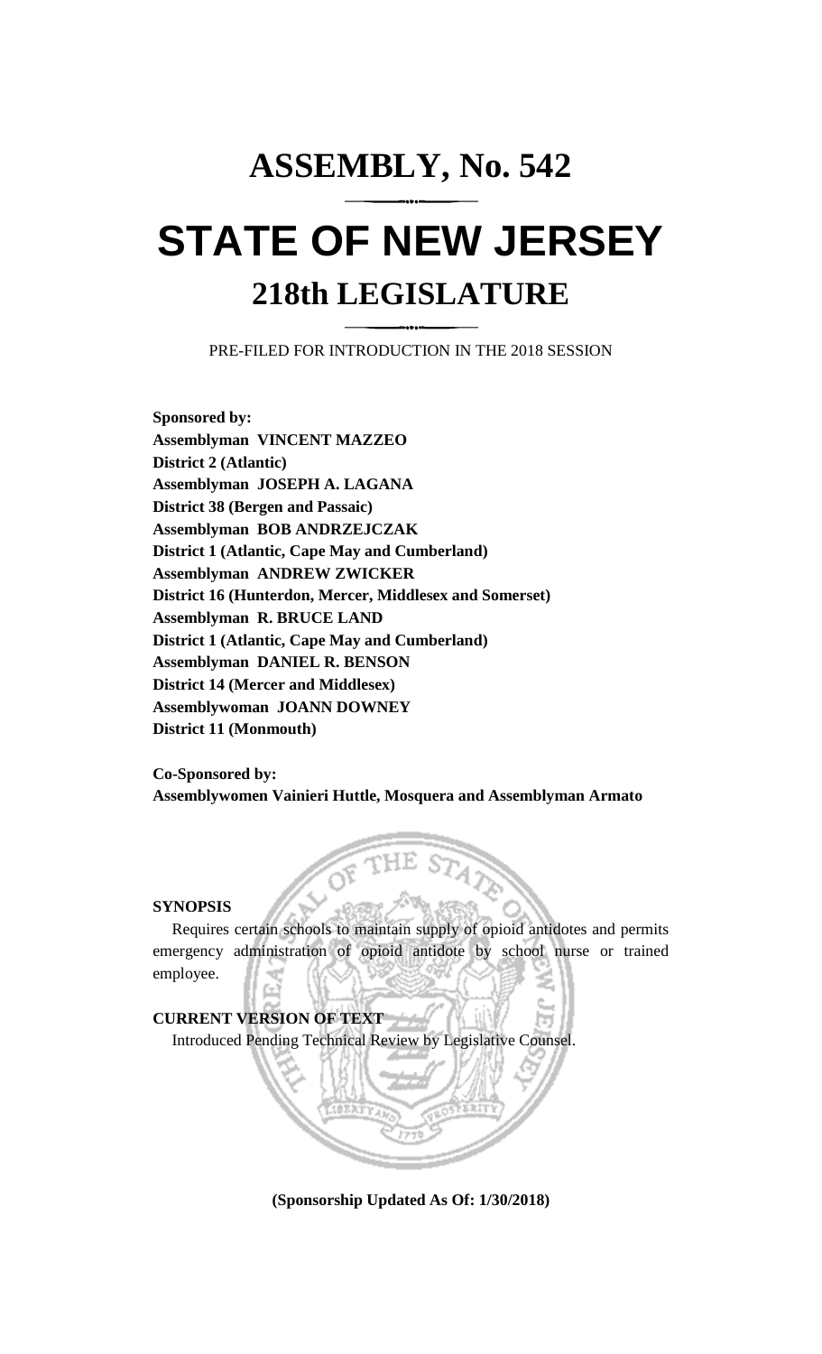# ASSEMBLY, No. 542

# STATE OF NEW JERSEY

## 218th LEGISLATURE

PRE-FILED FOR INTRODUCTION IN THE 2018 SESSION

**Sponsored by:**
**Assemblyman VINCENT MAZZEO**
**District 2 (Atlantic)**
**Assemblyman JOSEPH A. LAGANA**
**District 38 (Bergen and Passaic)**
**Assemblyman BOB ANDRZEJCZAK**
**District 1 (Atlantic, Cape May and Cumberland)**
**Assemblyman ANDREW ZWICKER**
**District 16 (Hunterdon, Mercer, Middlesex and Somerset)**
**Assemblyman R. BRUCE LAND**
**District 1 (Atlantic, Cape May and Cumberland)**
**Assemblyman DANIEL R. BENSON**
**District 14 (Mercer and Middlesex)**
**Assemblywoman JOANN DOWNEY**
**District 11 (Monmouth)**

**Co-Sponsored by:**
**Assemblywomen Vainieri Huttle, Mosquera and Assemblyman Armato**

**SYNOPSIS**

Requires certain schools to maintain supply of opioid antidotes and permits emergency administration of opioid antidote by school nurse or trained employee.

**CURRENT VERSION OF TEXT**

Introduced Pending Technical Review by Legislative Counsel.

**(Sponsorship Updated As Of: 1/30/2018)**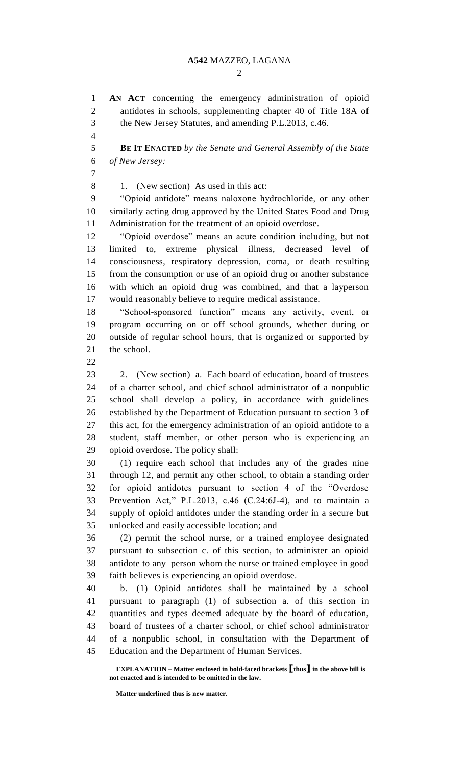**AN ACT** concerning the emergency administration of opioid antidotes in schools, supplementing chapter 40 of Title 18A of the New Jersey Statutes, and amending P.L.2013, c.46.

**BE IT ENACTED** *by the Senate and General Assembly of the State of New Jersey:*

1. (New section) As used in this act:

"Opioid antidote" means naloxone hydrochloride, or any other similarly acting drug approved by the United States Food and Drug Administration for the treatment of an opioid overdose.

"Opioid overdose" means an acute condition including, but not limited to, extreme physical illness, decreased level of consciousness, respiratory depression, coma, or death resulting from the consumption or use of an opioid drug or another substance with which an opioid drug was combined, and that a layperson would reasonably believe to require medical assistance.

"School-sponsored function" means any activity, event, or program occurring on or off school grounds, whether during or outside of regular school hours, that is organized or supported by the school.

2. (New section) a. Each board of education, board of trustees of a charter school, and chief school administrator of a nonpublic school shall develop a policy, in accordance with guidelines established by the Department of Education pursuant to section 3 of this act, for the emergency administration of an opioid antidote to a student, staff member, or other person who is experiencing an opioid overdose. The policy shall:

(1) require each school that includes any of the grades nine through 12, and permit any other school, to obtain a standing order for opioid antidotes pursuant to section 4 of the "Overdose Prevention Act," P.L.2013, c.46 (C.24:6J-4), and to maintain a supply of opioid antidotes under the standing order in a secure but unlocked and easily accessible location; and

(2) permit the school nurse, or a trained employee designated pursuant to subsection c. of this section, to administer an opioid antidote to any person whom the nurse or trained employee in good faith believes is experiencing an opioid overdose.

b. (1) Opioid antidotes shall be maintained by a school pursuant to paragraph (1) of subsection a. of this section in quantities and types deemed adequate by the board of education, board of trustees of a charter school, or chief school administrator of a nonpublic school, in consultation with the Department of Education and the Department of Human Services.

**EXPLANATION – Matter enclosed in bold-faced brackets [thus] in the above bill is not enacted and is intended to be omitted in the law.**

**Matter underlined thus is new matter.**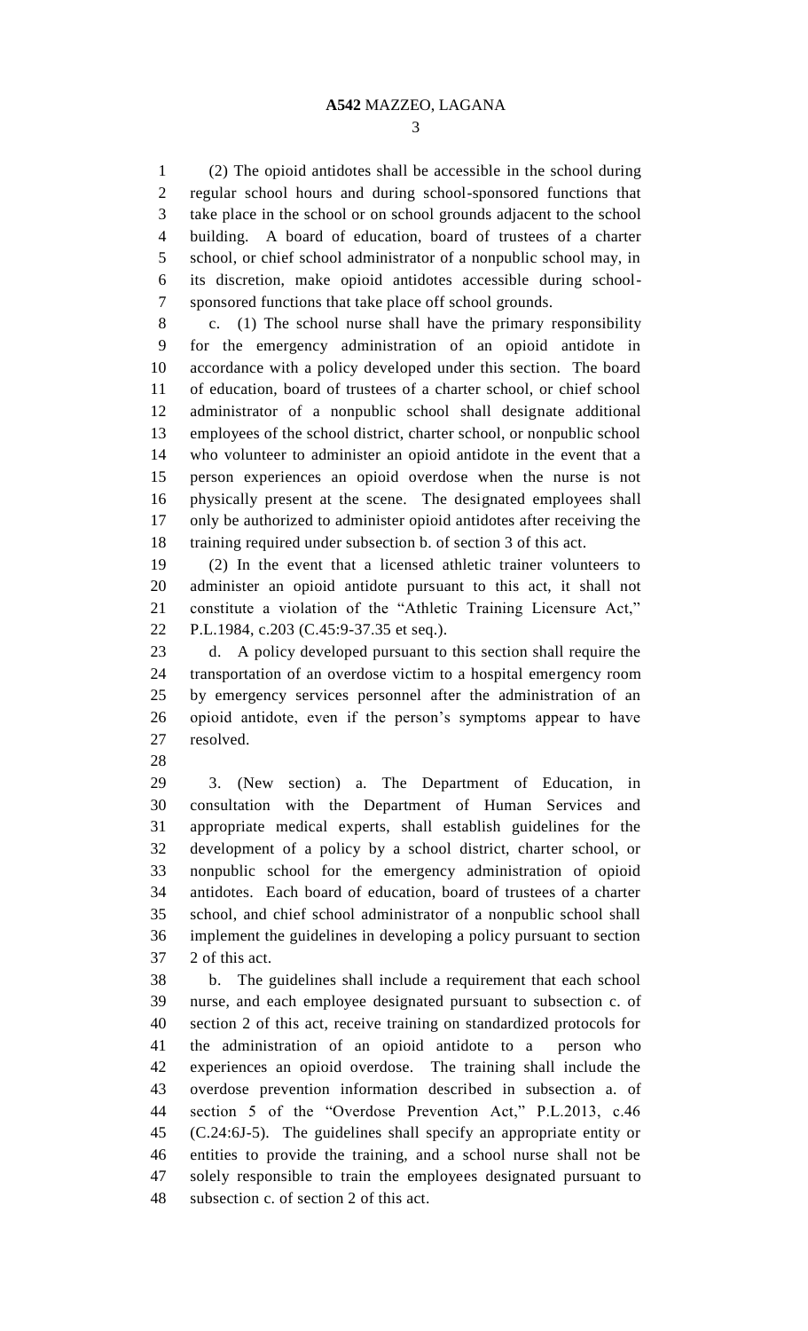(2) The opioid antidotes shall be accessible in the school during regular school hours and during school-sponsored functions that take place in the school or on school grounds adjacent to the school building. A board of education, board of trustees of a charter school, or chief school administrator of a nonpublic school may, in its discretion, make opioid antidotes accessible during school-sponsored functions that take place off school grounds.

c. (1) The school nurse shall have the primary responsibility for the emergency administration of an opioid antidote in accordance with a policy developed under this section. The board of education, board of trustees of a charter school, or chief school administrator of a nonpublic school shall designate additional employees of the school district, charter school, or nonpublic school who volunteer to administer an opioid antidote in the event that a person experiences an opioid overdose when the nurse is not physically present at the scene. The designated employees shall only be authorized to administer opioid antidotes after receiving the training required under subsection b. of section 3 of this act.

(2) In the event that a licensed athletic trainer volunteers to administer an opioid antidote pursuant to this act, it shall not constitute a violation of the "Athletic Training Licensure Act," P.L.1984, c.203 (C.45:9-37.35 et seq.).

d. A policy developed pursuant to this section shall require the transportation of an overdose victim to a hospital emergency room by emergency services personnel after the administration of an opioid antidote, even if the person's symptoms appear to have resolved.

3. (New section) a. The Department of Education, in consultation with the Department of Human Services and appropriate medical experts, shall establish guidelines for the development of a policy by a school district, charter school, or nonpublic school for the emergency administration of opioid antidotes. Each board of education, board of trustees of a charter school, and chief school administrator of a nonpublic school shall implement the guidelines in developing a policy pursuant to section 2 of this act.

b. The guidelines shall include a requirement that each school nurse, and each employee designated pursuant to subsection c. of section 2 of this act, receive training on standardized protocols for the administration of an opioid antidote to a person who experiences an opioid overdose. The training shall include the overdose prevention information described in subsection a. of section 5 of the "Overdose Prevention Act," P.L.2013, c.46 (C.24:6J-5). The guidelines shall specify an appropriate entity or entities to provide the training, and a school nurse shall not be solely responsible to train the employees designated pursuant to subsection c. of section 2 of this act.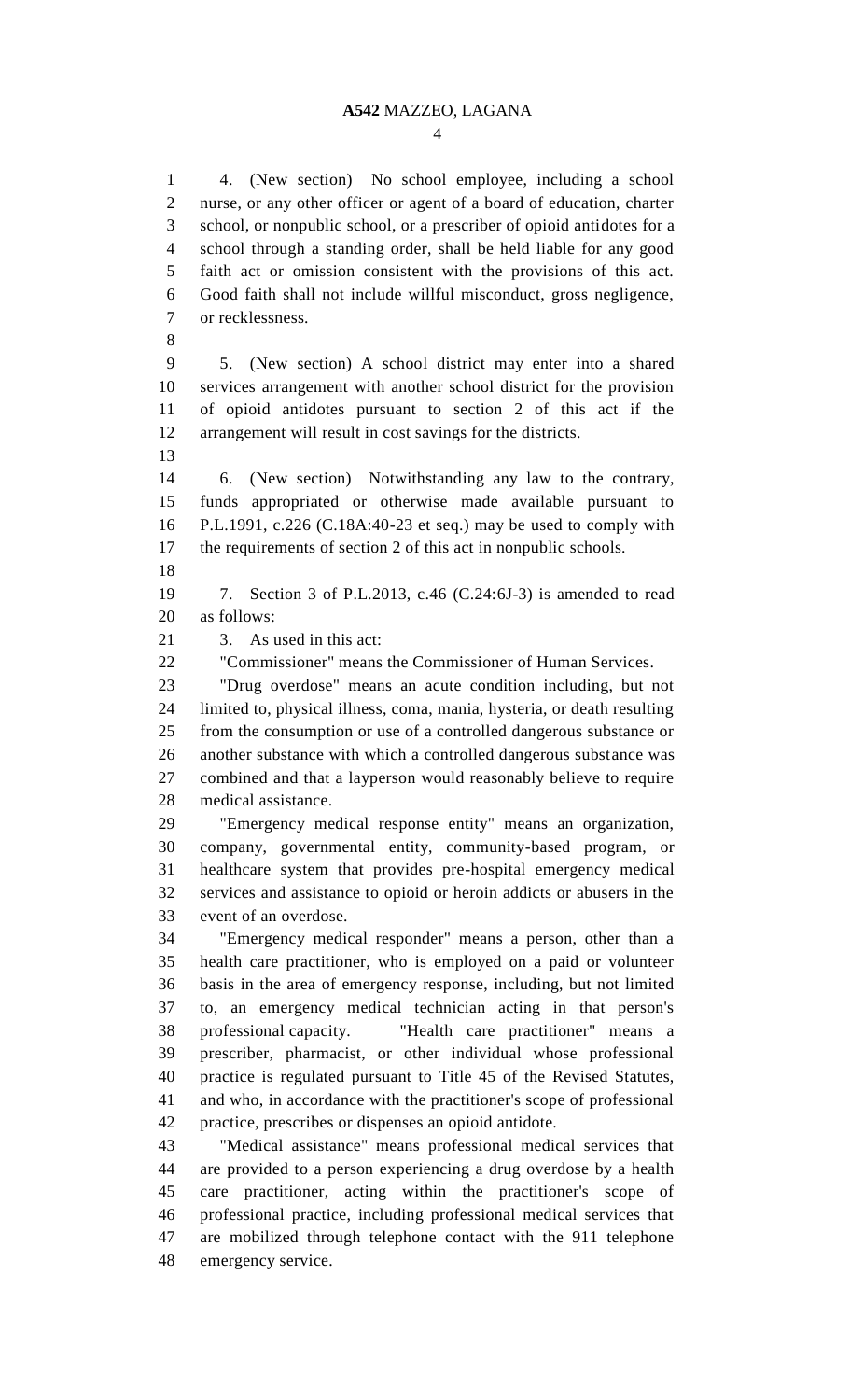4. (New section) No school employee, including a school nurse, or any other officer or agent of a board of education, charter school, or nonpublic school, or a prescriber of opioid antidotes for a school through a standing order, shall be held liable for any good faith act or omission consistent with the provisions of this act. Good faith shall not include willful misconduct, gross negligence, or recklessness.

5. (New section) A school district may enter into a shared services arrangement with another school district for the provision of opioid antidotes pursuant to section 2 of this act if the arrangement will result in cost savings for the districts.

6. (New section) Notwithstanding any law to the contrary, funds appropriated or otherwise made available pursuant to P.L.1991, c.226 (C.18A:40-23 et seq.) may be used to comply with the requirements of section 2 of this act in nonpublic schools.

7. Section 3 of P.L.2013, c.46 (C.24:6J-3) is amended to read as follows:

3. As used in this act:

"Commissioner" means the Commissioner of Human Services.

"Drug overdose" means an acute condition including, but not limited to, physical illness, coma, mania, hysteria, or death resulting from the consumption or use of a controlled dangerous substance or another substance with which a controlled dangerous substance was combined and that a layperson would reasonably believe to require medical assistance.

"Emergency medical response entity" means an organization, company, governmental entity, community-based program, or healthcare system that provides pre-hospital emergency medical services and assistance to opioid or heroin addicts or abusers in the event of an overdose.

"Emergency medical responder" means a person, other than a health care practitioner, who is employed on a paid or volunteer basis in the area of emergency response, including, but not limited to, an emergency medical technician acting in that person's professional capacity. "Health care practitioner" means a prescriber, pharmacist, or other individual whose professional practice is regulated pursuant to Title 45 of the Revised Statutes, and who, in accordance with the practitioner's scope of professional practice, prescribes or dispenses an opioid antidote.

"Medical assistance" means professional medical services that are provided to a person experiencing a drug overdose by a health care practitioner, acting within the practitioner's scope of professional practice, including professional medical services that are mobilized through telephone contact with the 911 telephone emergency service.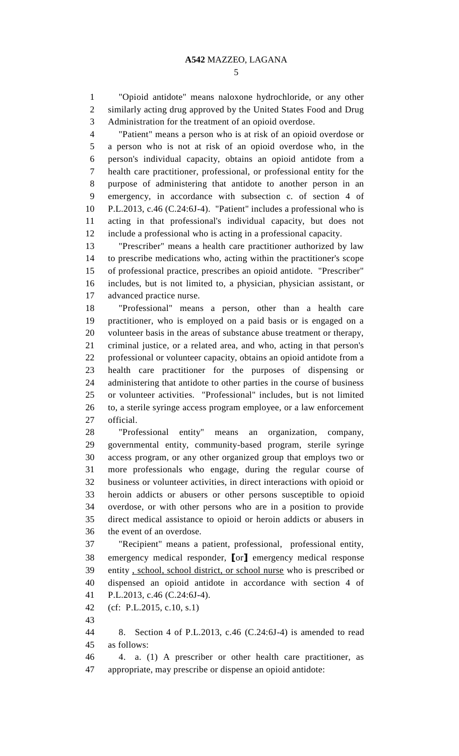"Opioid antidote" means naloxone hydrochloride, or any other similarly acting drug approved by the United States Food and Drug Administration for the treatment of an opioid overdose.

"Patient" means a person who is at risk of an opioid overdose or a person who is not at risk of an opioid overdose who, in the person's individual capacity, obtains an opioid antidote from a health care practitioner, professional, or professional entity for the purpose of administering that antidote to another person in an emergency, in accordance with subsection c. of section 4 of P.L.2013, c.46 (C.24:6J-4). "Patient" includes a professional who is acting in that professional's individual capacity, but does not include a professional who is acting in a professional capacity.

"Prescriber" means a health care practitioner authorized by law to prescribe medications who, acting within the practitioner's scope of professional practice, prescribes an opioid antidote. "Prescriber" includes, but is not limited to, a physician, physician assistant, or advanced practice nurse.

"Professional" means a person, other than a health care practitioner, who is employed on a paid basis or is engaged on a volunteer basis in the areas of substance abuse treatment or therapy, criminal justice, or a related area, and who, acting in that person's professional or volunteer capacity, obtains an opioid antidote from a health care practitioner for the purposes of dispensing or administering that antidote to other parties in the course of business or volunteer activities. "Professional" includes, but is not limited to, a sterile syringe access program employee, or a law enforcement official.

"Professional entity" means an organization, company, governmental entity, community-based program, sterile syringe access program, or any other organized group that employs two or more professionals who engage, during the regular course of business or volunteer activities, in direct interactions with opioid or heroin addicts or abusers or other persons susceptible to opioid overdose, or with other persons who are in a position to provide direct medical assistance to opioid or heroin addicts or abusers in the event of an overdose.

"Recipient" means a patient, professional, professional entity, emergency medical responder, [or] emergency medical response entity <u>, school, school district, or school nurse</u> who is prescribed or dispensed an opioid antidote in accordance with section 4 of P.L.2013, c.46 (C.24:6J-4).

(cf: P.L.2015, c.10, s.1)

8. Section 4 of P.L.2013, c.46 (C.24:6J-4) is amended to read as follows:

4. a. (1) A prescriber or other health care practitioner, as appropriate, may prescribe or dispense an opioid antidote: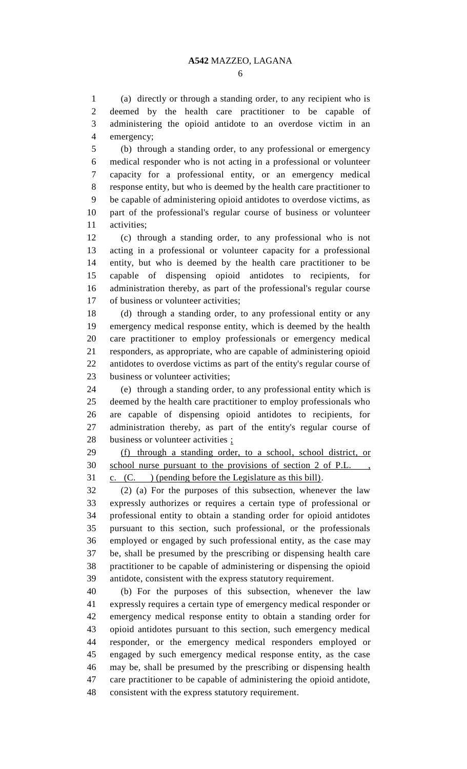(a) directly or through a standing order, to any recipient who is deemed by the health care practitioner to be capable of administering the opioid antidote to an overdose victim in an emergency;

(b) through a standing order, to any professional or emergency medical responder who is not acting in a professional or volunteer capacity for a professional entity, or an emergency medical response entity, but who is deemed by the health care practitioner to be capable of administering opioid antidotes to overdose victims, as part of the professional's regular course of business or volunteer activities;

(c) through a standing order, to any professional who is not acting in a professional or volunteer capacity for a professional entity, but who is deemed by the health care practitioner to be capable of dispensing opioid antidotes to recipients, for administration thereby, as part of the professional's regular course of business or volunteer activities;

(d) through a standing order, to any professional entity or any emergency medical response entity, which is deemed by the health care practitioner to employ professionals or emergency medical responders, as appropriate, who are capable of administering opioid antidotes to overdose victims as part of the entity's regular course of business or volunteer activities;

(e) through a standing order, to any professional entity which is deemed by the health care practitioner to employ professionals who are capable of dispensing opioid antidotes to recipients, for administration thereby, as part of the entity's regular course of business or volunteer activities <u>;</u>

<u>(f) through a standing order, to a school, school district, or school nurse pursuant to the provisions of section 2 of P.L.    , c. (C.    ) (pending before the Legislature as this bill)</u>.

(2) (a) For the purposes of this subsection, whenever the law expressly authorizes or requires a certain type of professional or professional entity to obtain a standing order for opioid antidotes pursuant to this section, such professional, or the professionals employed or engaged by such professional entity, as the case may be, shall be presumed by the prescribing or dispensing health care practitioner to be capable of administering or dispensing the opioid antidote, consistent with the express statutory requirement.

(b) For the purposes of this subsection, whenever the law expressly requires a certain type of emergency medical responder or emergency medical response entity to obtain a standing order for opioid antidotes pursuant to this section, such emergency medical responder, or the emergency medical responders employed or engaged by such emergency medical response entity, as the case may be, shall be presumed by the prescribing or dispensing health care practitioner to be capable of administering the opioid antidote, consistent with the express statutory requirement.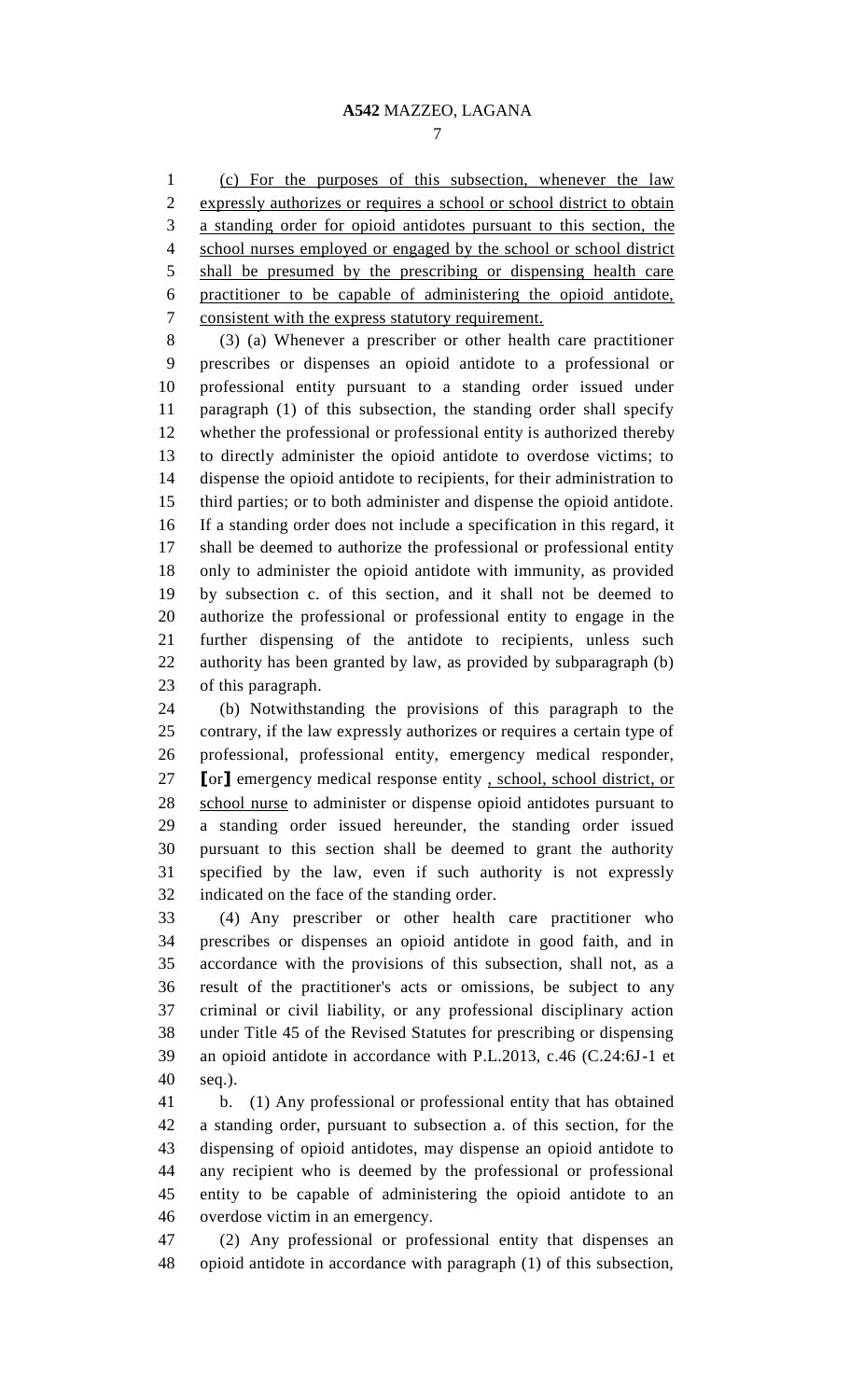(c) For the purposes of this subsection, whenever the law expressly authorizes or requires a school or school district to obtain a standing order for opioid antidotes pursuant to this section, the school nurses employed or engaged by the school or school district shall be presumed by the prescribing or dispensing health care practitioner to be capable of administering the opioid antidote, consistent with the express statutory requirement.

(3) (a) Whenever a prescriber or other health care practitioner prescribes or dispenses an opioid antidote to a professional or professional entity pursuant to a standing order issued under paragraph (1) of this subsection, the standing order shall specify whether the professional or professional entity is authorized thereby to directly administer the opioid antidote to overdose victims; to dispense the opioid antidote to recipients, for their administration to third parties; or to both administer and dispense the opioid antidote. If a standing order does not include a specification in this regard, it shall be deemed to authorize the professional or professional entity only to administer the opioid antidote with immunity, as provided by subsection c. of this section, and it shall not be deemed to authorize the professional or professional entity to engage in the further dispensing of the antidote to recipients, unless such authority has been granted by law, as provided by subparagraph (b) of this paragraph.

(b) Notwithstanding the provisions of this paragraph to the contrary, if the law expressly authorizes or requires a certain type of professional, professional entity, emergency medical responder, [or] emergency medical response entity , school, school district, or school nurse to administer or dispense opioid antidotes pursuant to a standing order issued hereunder, the standing order issued pursuant to this section shall be deemed to grant the authority specified by the law, even if such authority is not expressly indicated on the face of the standing order.

(4) Any prescriber or other health care practitioner who prescribes or dispenses an opioid antidote in good faith, and in accordance with the provisions of this subsection, shall not, as a result of the practitioner's acts or omissions, be subject to any criminal or civil liability, or any professional disciplinary action under Title 45 of the Revised Statutes for prescribing or dispensing an opioid antidote in accordance with P.L.2013, c.46 (C.24:6J-1 et seq.).

b. (1) Any professional or professional entity that has obtained a standing order, pursuant to subsection a. of this section, for the dispensing of opioid antidotes, may dispense an opioid antidote to any recipient who is deemed by the professional or professional entity to be capable of administering the opioid antidote to an overdose victim in an emergency.

(2) Any professional or professional entity that dispenses an opioid antidote in accordance with paragraph (1) of this subsection,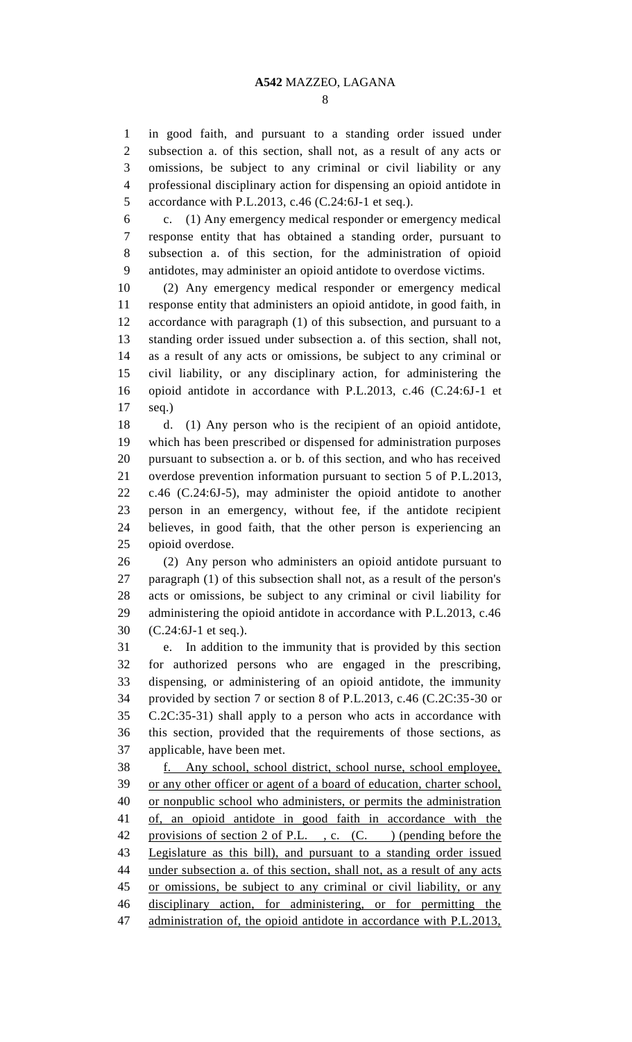in good faith, and pursuant to a standing order issued under subsection a. of this section, shall not, as a result of any acts or omissions, be subject to any criminal or civil liability or any professional disciplinary action for dispensing an opioid antidote in accordance with P.L.2013, c.46 (C.24:6J-1 et seq.).

c. (1) Any emergency medical responder or emergency medical response entity that has obtained a standing order, pursuant to subsection a. of this section, for the administration of opioid antidotes, may administer an opioid antidote to overdose victims.

(2) Any emergency medical responder or emergency medical response entity that administers an opioid antidote, in good faith, in accordance with paragraph (1) of this subsection, and pursuant to a standing order issued under subsection a. of this section, shall not, as a result of any acts or omissions, be subject to any criminal or civil liability, or any disciplinary action, for administering the opioid antidote in accordance with P.L.2013, c.46 (C.24:6J-1 et seq.)

d. (1) Any person who is the recipient of an opioid antidote, which has been prescribed or dispensed for administration purposes pursuant to subsection a. or b. of this section, and who has received overdose prevention information pursuant to section 5 of P.L.2013, c.46 (C.24:6J-5), may administer the opioid antidote to another person in an emergency, without fee, if the antidote recipient believes, in good faith, that the other person is experiencing an opioid overdose.

(2) Any person who administers an opioid antidote pursuant to paragraph (1) of this subsection shall not, as a result of the person's acts or omissions, be subject to any criminal or civil liability for administering the opioid antidote in accordance with P.L.2013, c.46 (C.24:6J-1 et seq.).

e. In addition to the immunity that is provided by this section for authorized persons who are engaged in the prescribing, dispensing, or administering of an opioid antidote, the immunity provided by section 7 or section 8 of P.L.2013, c.46 (C.2C:35-30 or C.2C:35-31) shall apply to a person who acts in accordance with this section, provided that the requirements of those sections, as applicable, have been met.

f. Any school, school district, school nurse, school employee, or any other officer or agent of a board of education, charter school, or nonpublic school who administers, or permits the administration of, an opioid antidote in good faith in accordance with the provisions of section 2 of P.L. , c. (C. ) (pending before the Legislature as this bill), and pursuant to a standing order issued under subsection a. of this section, shall not, as a result of any acts or omissions, be subject to any criminal or civil liability, or any disciplinary action, for administering, or for permitting the administration of, the opioid antidote in accordance with P.L.2013,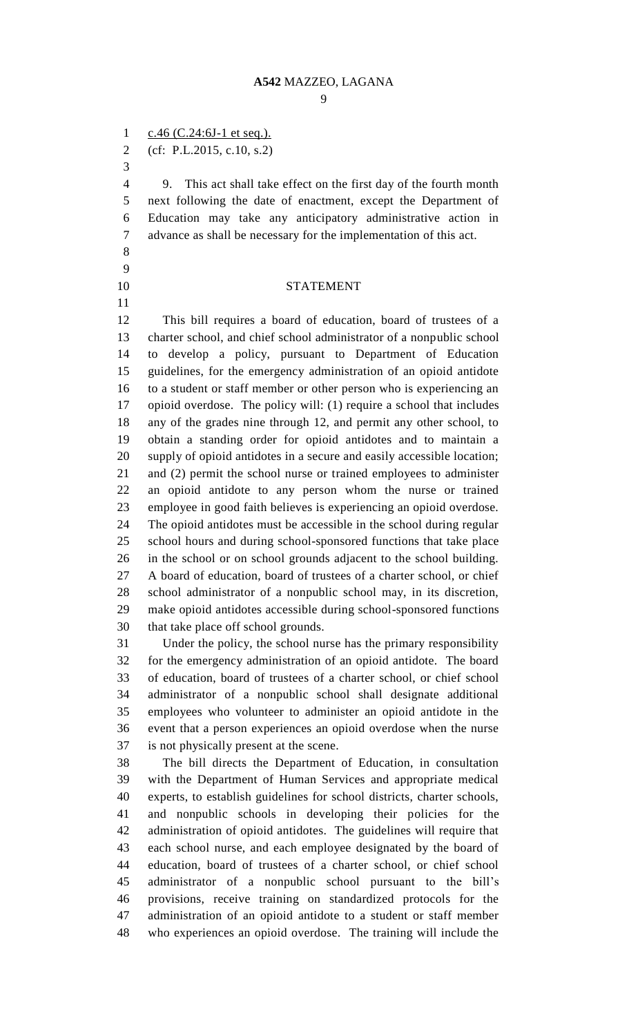c.46 (C.24:6J-1 et seq.).

(cf: P.L.2015, c.10, s.2)

9. This act shall take effect on the first day of the fourth month next following the date of enactment, except the Department of Education may take any anticipatory administrative action in advance as shall be necessary for the implementation of this act.

## STATEMENT

This bill requires a board of education, board of trustees of a charter school, and chief school administrator of a nonpublic school to develop a policy, pursuant to Department of Education guidelines, for the emergency administration of an opioid antidote to a student or staff member or other person who is experiencing an opioid overdose. The policy will: (1) require a school that includes any of the grades nine through 12, and permit any other school, to obtain a standing order for opioid antidotes and to maintain a supply of opioid antidotes in a secure and easily accessible location; and (2) permit the school nurse or trained employees to administer an opioid antidote to any person whom the nurse or trained employee in good faith believes is experiencing an opioid overdose. The opioid antidotes must be accessible in the school during regular school hours and during school-sponsored functions that take place in the school or on school grounds adjacent to the school building. A board of education, board of trustees of a charter school, or chief school administrator of a nonpublic school may, in its discretion, make opioid antidotes accessible during school-sponsored functions that take place off school grounds.

Under the policy, the school nurse has the primary responsibility for the emergency administration of an opioid antidote. The board of education, board of trustees of a charter school, or chief school administrator of a nonpublic school shall designate additional employees who volunteer to administer an opioid antidote in the event that a person experiences an opioid overdose when the nurse is not physically present at the scene.

The bill directs the Department of Education, in consultation with the Department of Human Services and appropriate medical experts, to establish guidelines for school districts, charter schools, and nonpublic schools in developing their policies for the administration of opioid antidotes. The guidelines will require that each school nurse, and each employee designated by the board of education, board of trustees of a charter school, or chief school administrator of a nonpublic school pursuant to the bill's provisions, receive training on standardized protocols for the administration of an opioid antidote to a student or staff member who experiences an opioid overdose. The training will include the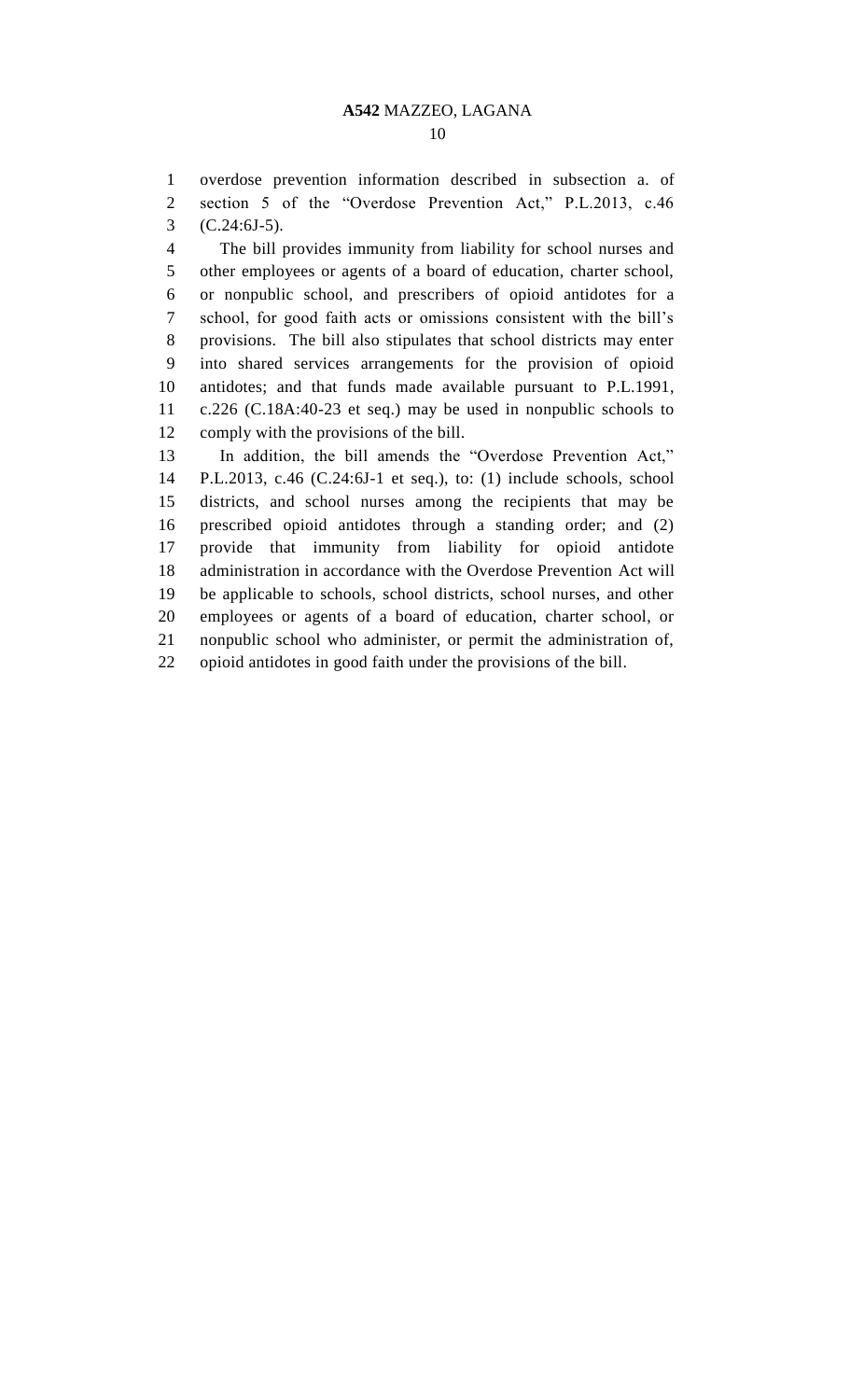overdose prevention information described in subsection a. of section 5 of the "Overdose Prevention Act," P.L.2013, c.46 (C.24:6J-5).

The bill provides immunity from liability for school nurses and other employees or agents of a board of education, charter school, or nonpublic school, and prescribers of opioid antidotes for a school, for good faith acts or omissions consistent with the bill's provisions. The bill also stipulates that school districts may enter into shared services arrangements for the provision of opioid antidotes; and that funds made available pursuant to P.L.1991, c.226 (C.18A:40-23 et seq.) may be used in nonpublic schools to comply with the provisions of the bill.

In addition, the bill amends the "Overdose Prevention Act," P.L.2013, c.46 (C.24:6J-1 et seq.), to: (1) include schools, school districts, and school nurses among the recipients that may be prescribed opioid antidotes through a standing order; and (2) provide that immunity from liability for opioid antidote administration in accordance with the Overdose Prevention Act will be applicable to schools, school districts, school nurses, and other employees or agents of a board of education, charter school, or nonpublic school who administer, or permit the administration of, opioid antidotes in good faith under the provisions of the bill.